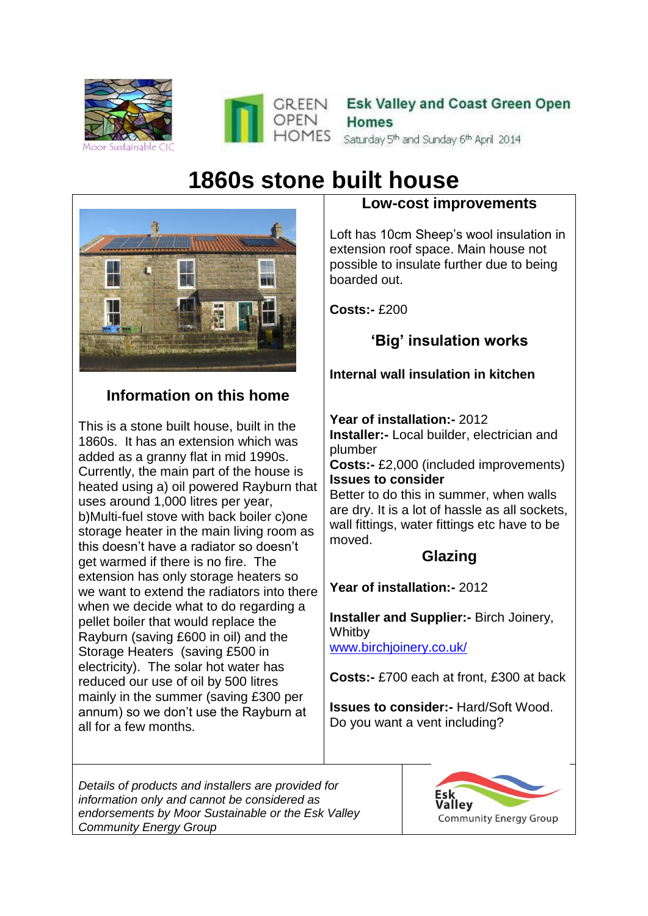Moor Sustainable CIC

GREEN OPEN HOMES

**Esk Valley and Coast Green Open Homes**

Saturday 5th and Sunday 6th April 2014

# 1860s stone built house

## Information on this home

This is a stone built house, built in the 1860s. It has an extension which was added as a granny flat in mid 1990s. Currently, the main part of the house is heated using a) oil powered Rayburn that uses around 1,000 litres per year, b)Multi-fuel stove with back boiler c)one storage heater in the main living room as this doesn't have a radiator so doesn't get warmed if there is no fire. The extension has only storage heaters so we want to extend the radiators into there when we decide what to do regarding a pellet boiler that would replace the Rayburn (saving £600 in oil) and the Storage Heaters (saving £500 in electricity). The solar hot water has reduced our use of oil by 500 litres mainly in the summer (saving £300 per annum) so we don't use the Rayburn at all for a few months.

## Low-cost improvements

Loft has 10cm Sheep's wool insulation in extension roof space. Main house not possible to insulate further due to being boarded out.

**Costs:-** £200

## 'Big' insulation works

**Internal wall insulation in kitchen**

**Year of installation:-** 2012
**Installer:-** Local builder, electrician and plumber
**Costs:-** £2,000 (included improvements)
**Issues to consider**
Better to do this in summer, when walls are dry. It is a lot of hassle as all sockets, wall fittings, water fittings etc have to be moved.

## Glazing

**Year of installation:-** 2012

**Installer and Supplier:-** Birch Joinery, Whitby
www.birchjoinery.co.uk/

**Costs:-** £700 each at front, £300 at back

**Issues to consider:-** Hard/Soft Wood. Do you want a vent including?

*Details of products and installers are provided for information only and cannot be considered as endorsements by Moor Sustainable or the Esk Valley Community Energy Group*

Esk Valley Community Energy Group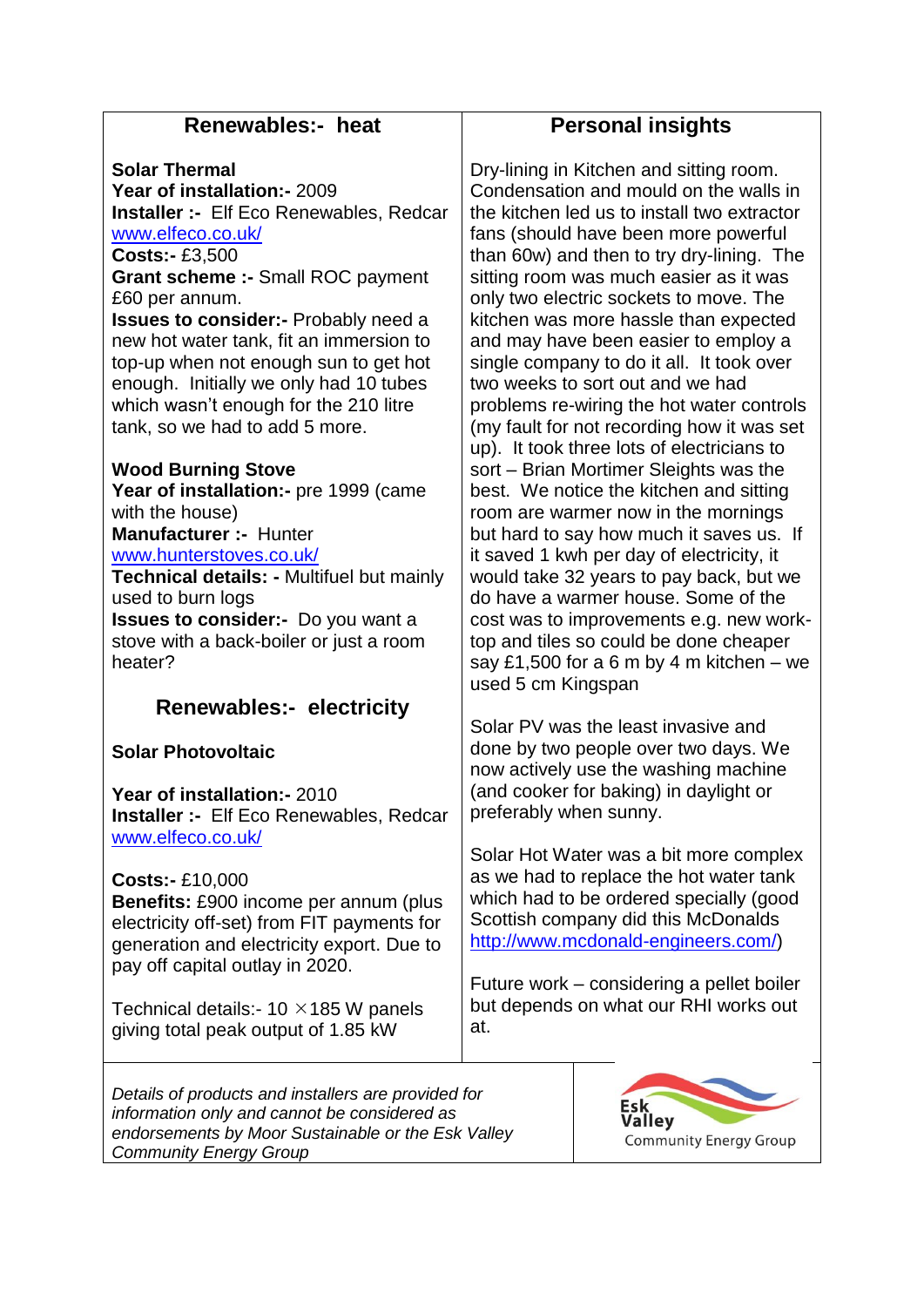## Renewables:- heat

**Solar Thermal**
**Year of installation:-** 2009
**Installer :-** Elf Eco Renewables, Redcar
www.elfeco.co.uk/
**Costs:-** £3,500
**Grant scheme :-** Small ROC payment £60 per annum.
**Issues to consider:-** Probably need a new hot water tank, fit an immersion to top-up when not enough sun to get hot enough. Initially we only had 10 tubes which wasn't enough for the 210 litre tank, so we had to add 5 more.

**Wood Burning Stove**
**Year of installation:-** pre 1999 (came with the house)
**Manufacturer :-** Hunter
www.hunterstoves.co.uk/
**Technical details: -** Multifuel but mainly used to burn logs
**Issues to consider:-** Do you want a stove with a back-boiler or just a room heater?

## Renewables:- electricity

**Solar Photovoltaic**

**Year of installation:-** 2010
**Installer :-** Elf Eco Renewables, Redcar
www.elfeco.co.uk/

**Costs:-** £10,000
**Benefits:** £900 income per annum (plus electricity off-set) from FIT payments for generation and electricity export. Due to pay off capital outlay in 2020.

Technical details:- 10 × 185 W panels giving total peak output of 1.85 kW

## Personal insights

Dry-lining in Kitchen and sitting room. Condensation and mould on the walls in the kitchen led us to install two extractor fans (should have been more powerful than 60w) and then to try dry-lining. The sitting room was much easier as it was only two electric sockets to move. The kitchen was more hassle than expected and may have been easier to employ a single company to do it all. It took over two weeks to sort out and we had problems re-wiring the hot water controls (my fault for not recording how it was set up). It took three lots of electricians to sort – Brian Mortimer Sleights was the best. We notice the kitchen and sitting room are warmer now in the mornings but hard to say how much it saves us. If it saved 1 kwh per day of electricity, it would take 32 years to pay back, but we do have a warmer house. Some of the cost was to improvements e.g. new work-top and tiles so could be done cheaper say £1,500 for a 6 m by 4 m kitchen – we used 5 cm Kingspan

Solar PV was the least invasive and done by two people over two days. We now actively use the washing machine (and cooker for baking) in daylight or preferably when sunny.

Solar Hot Water was a bit more complex as we had to replace the hot water tank which had to be ordered specially (good Scottish company did this McDonalds http://www.mcdonald-engineers.com/)

Future work – considering a pellet boiler but depends on what our RHI works out at.

*Details of products and installers are provided for information only and cannot be considered as endorsements by Moor Sustainable or the Esk Valley Community Energy Group*

Esk Valley Community Energy Group